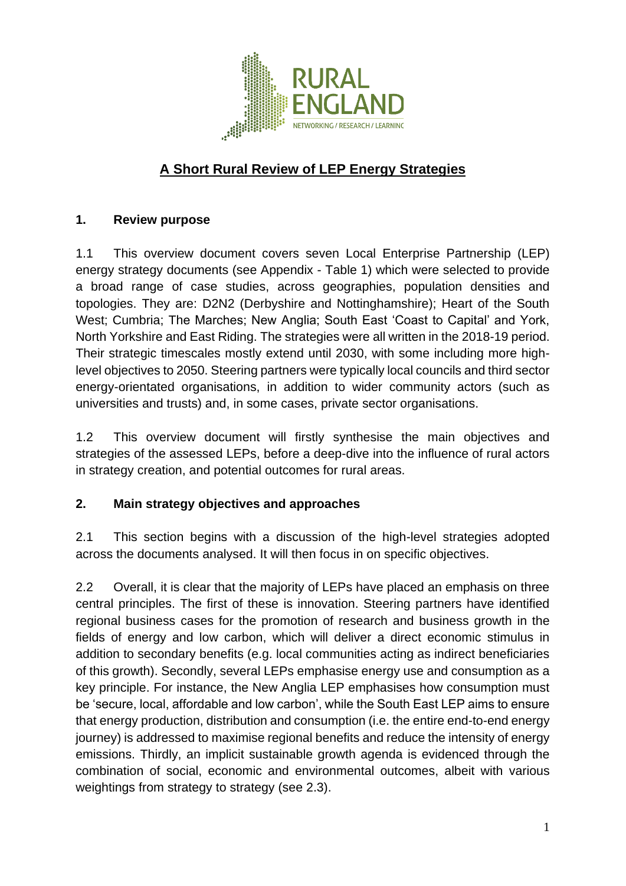RURAL ENGLAND

NETWORKING / RESEARCH / LEARNING

# A Short Rural Review of LEP Energy Strategies

## 1. Review purpose

1.1 This overview document covers seven Local Enterprise Partnership (LEP) energy strategy documents (see Appendix - Table 1) which were selected to provide a broad range of case studies, across geographies, population densities and topologies. They are: D2N2 (Derbyshire and Nottinghamshire); Heart of the South West; Cumbria; The Marches; New Anglia; South East 'Coast to Capital' and York, North Yorkshire and East Riding. The strategies were all written in the 2018-19 period. Their strategic timescales mostly extend until 2030, with some including more high-level objectives to 2050. Steering partners were typically local councils and third sector energy-orientated organisations, in addition to wider community actors (such as universities and trusts) and, in some cases, private sector organisations.

1.2 This overview document will firstly synthesise the main objectives and strategies of the assessed LEPs, before a deep-dive into the influence of rural actors in strategy creation, and potential outcomes for rural areas.

## 2. Main strategy objectives and approaches

2.1 This section begins with a discussion of the high-level strategies adopted across the documents analysed. It will then focus in on specific objectives.

2.2 Overall, it is clear that the majority of LEPs have placed an emphasis on three central principles. The first of these is innovation. Steering partners have identified regional business cases for the promotion of research and business growth in the fields of energy and low carbon, which will deliver a direct economic stimulus in addition to secondary benefits (e.g. local communities acting as indirect beneficiaries of this growth). Secondly, several LEPs emphasise energy use and consumption as a key principle. For instance, the New Anglia LEP emphasises how consumption must be 'secure, local, affordable and low carbon', while the South East LEP aims to ensure that energy production, distribution and consumption (i.e. the entire end-to-end energy journey) is addressed to maximise regional benefits and reduce the intensity of energy emissions. Thirdly, an implicit sustainable growth agenda is evidenced through the combination of social, economic and environmental outcomes, albeit with various weightings from strategy to strategy (see 2.3).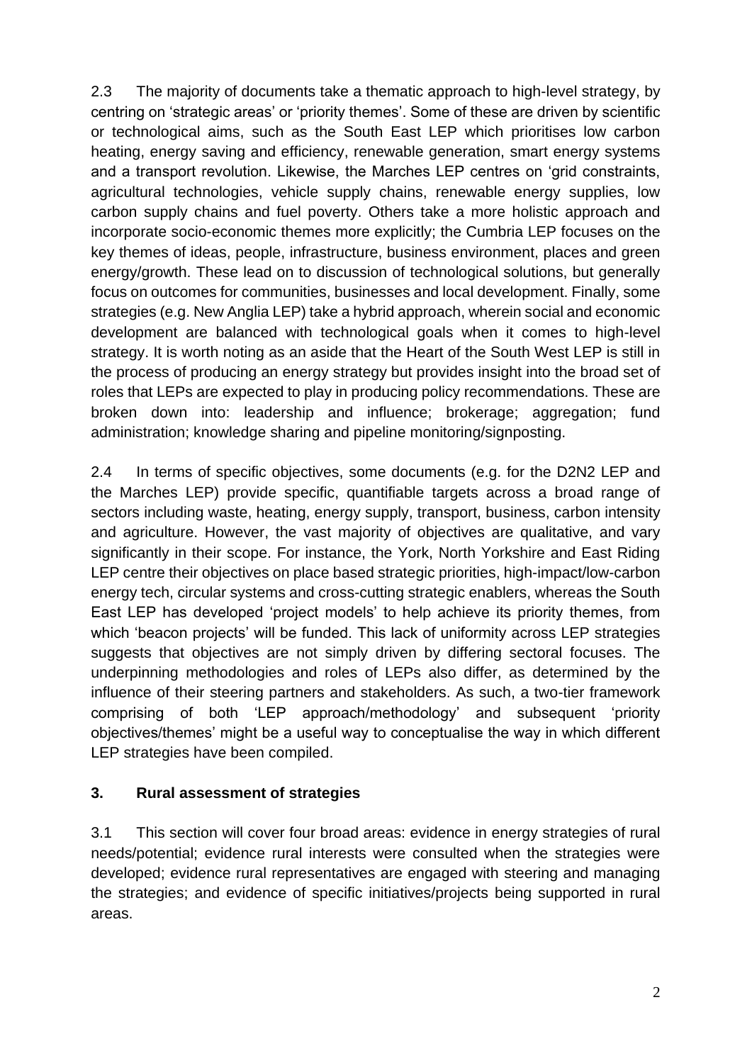2.3 The majority of documents take a thematic approach to high-level strategy, by centring on 'strategic areas' or 'priority themes'. Some of these are driven by scientific or technological aims, such as the South East LEP which prioritises low carbon heating, energy saving and efficiency, renewable generation, smart energy systems and a transport revolution. Likewise, the Marches LEP centres on 'grid constraints, agricultural technologies, vehicle supply chains, renewable energy supplies, low carbon supply chains and fuel poverty. Others take a more holistic approach and incorporate socio-economic themes more explicitly; the Cumbria LEP focuses on the key themes of ideas, people, infrastructure, business environment, places and green energy/growth. These lead on to discussion of technological solutions, but generally focus on outcomes for communities, businesses and local development. Finally, some strategies (e.g. New Anglia LEP) take a hybrid approach, wherein social and economic development are balanced with technological goals when it comes to high-level strategy. It is worth noting as an aside that the Heart of the South West LEP is still in the process of producing an energy strategy but provides insight into the broad set of roles that LEPs are expected to play in producing policy recommendations. These are broken down into: leadership and influence; brokerage; aggregation; fund administration; knowledge sharing and pipeline monitoring/signposting.

2.4 In terms of specific objectives, some documents (e.g. for the D2N2 LEP and the Marches LEP) provide specific, quantifiable targets across a broad range of sectors including waste, heating, energy supply, transport, business, carbon intensity and agriculture. However, the vast majority of objectives are qualitative, and vary significantly in their scope. For instance, the York, North Yorkshire and East Riding LEP centre their objectives on place based strategic priorities, high-impact/low-carbon energy tech, circular systems and cross-cutting strategic enablers, whereas the South East LEP has developed 'project models' to help achieve its priority themes, from which 'beacon projects' will be funded. This lack of uniformity across LEP strategies suggests that objectives are not simply driven by differing sectoral focuses. The underpinning methodologies and roles of LEPs also differ, as determined by the influence of their steering partners and stakeholders. As such, a two-tier framework comprising of both 'LEP approach/methodology' and subsequent 'priority objectives/themes' might be a useful way to conceptualise the way in which different LEP strategies have been compiled.

## 3. Rural assessment of strategies

3.1 This section will cover four broad areas: evidence in energy strategies of rural needs/potential; evidence rural interests were consulted when the strategies were developed; evidence rural representatives are engaged with steering and managing the strategies; and evidence of specific initiatives/projects being supported in rural areas.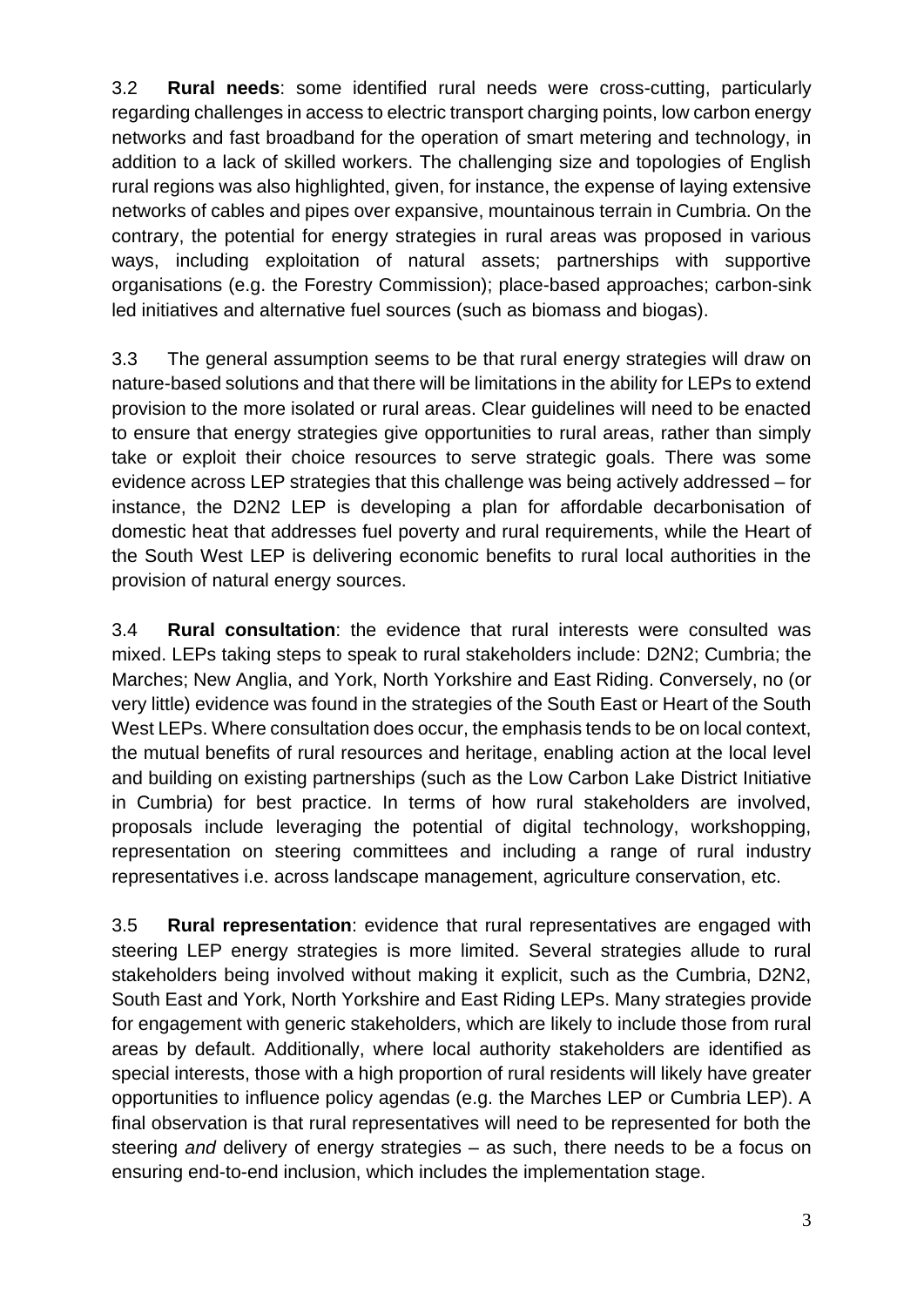3.2 **Rural needs**: some identified rural needs were cross-cutting, particularly regarding challenges in access to electric transport charging points, low carbon energy networks and fast broadband for the operation of smart metering and technology, in addition to a lack of skilled workers. The challenging size and topologies of English rural regions was also highlighted, given, for instance, the expense of laying extensive networks of cables and pipes over expansive, mountainous terrain in Cumbria. On the contrary, the potential for energy strategies in rural areas was proposed in various ways, including exploitation of natural assets; partnerships with supportive organisations (e.g. the Forestry Commission); place-based approaches; carbon-sink led initiatives and alternative fuel sources (such as biomass and biogas).

3.3 The general assumption seems to be that rural energy strategies will draw on nature-based solutions and that there will be limitations in the ability for LEPs to extend provision to the more isolated or rural areas. Clear guidelines will need to be enacted to ensure that energy strategies give opportunities to rural areas, rather than simply take or exploit their choice resources to serve strategic goals. There was some evidence across LEP strategies that this challenge was being actively addressed – for instance, the D2N2 LEP is developing a plan for affordable decarbonisation of domestic heat that addresses fuel poverty and rural requirements, while the Heart of the South West LEP is delivering economic benefits to rural local authorities in the provision of natural energy sources.

3.4 **Rural consultation**: the evidence that rural interests were consulted was mixed. LEPs taking steps to speak to rural stakeholders include: D2N2; Cumbria; the Marches; New Anglia, and York, North Yorkshire and East Riding. Conversely, no (or very little) evidence was found in the strategies of the South East or Heart of the South West LEPs. Where consultation does occur, the emphasis tends to be on local context, the mutual benefits of rural resources and heritage, enabling action at the local level and building on existing partnerships (such as the Low Carbon Lake District Initiative in Cumbria) for best practice. In terms of how rural stakeholders are involved, proposals include leveraging the potential of digital technology, workshopping, representation on steering committees and including a range of rural industry representatives i.e. across landscape management, agriculture conservation, etc.

3.5 **Rural representation**: evidence that rural representatives are engaged with steering LEP energy strategies is more limited. Several strategies allude to rural stakeholders being involved without making it explicit, such as the Cumbria, D2N2, South East and York, North Yorkshire and East Riding LEPs. Many strategies provide for engagement with generic stakeholders, which are likely to include those from rural areas by default. Additionally, where local authority stakeholders are identified as special interests, those with a high proportion of rural residents will likely have greater opportunities to influence policy agendas (e.g. the Marches LEP or Cumbria LEP). A final observation is that rural representatives will need to be represented for both the steering *and* delivery of energy strategies – as such, there needs to be a focus on ensuring end-to-end inclusion, which includes the implementation stage.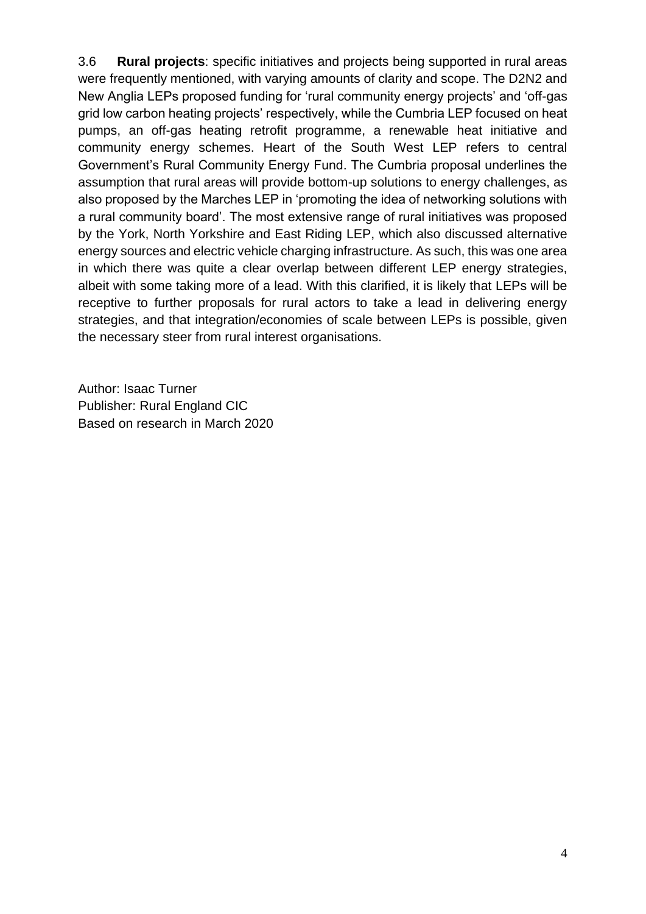3.6 **Rural projects**: specific initiatives and projects being supported in rural areas were frequently mentioned, with varying amounts of clarity and scope. The D2N2 and New Anglia LEPs proposed funding for 'rural community energy projects' and 'off-gas grid low carbon heating projects' respectively, while the Cumbria LEP focused on heat pumps, an off-gas heating retrofit programme, a renewable heat initiative and community energy schemes. Heart of the South West LEP refers to central Government's Rural Community Energy Fund. The Cumbria proposal underlines the assumption that rural areas will provide bottom-up solutions to energy challenges, as also proposed by the Marches LEP in 'promoting the idea of networking solutions with a rural community board'. The most extensive range of rural initiatives was proposed by the York, North Yorkshire and East Riding LEP, which also discussed alternative energy sources and electric vehicle charging infrastructure. As such, this was one area in which there was quite a clear overlap between different LEP energy strategies, albeit with some taking more of a lead. With this clarified, it is likely that LEPs will be receptive to further proposals for rural actors to take a lead in delivering energy strategies, and that integration/economies of scale between LEPs is possible, given the necessary steer from rural interest organisations.

Author: Isaac Turner
Publisher: Rural England CIC
Based on research in March 2020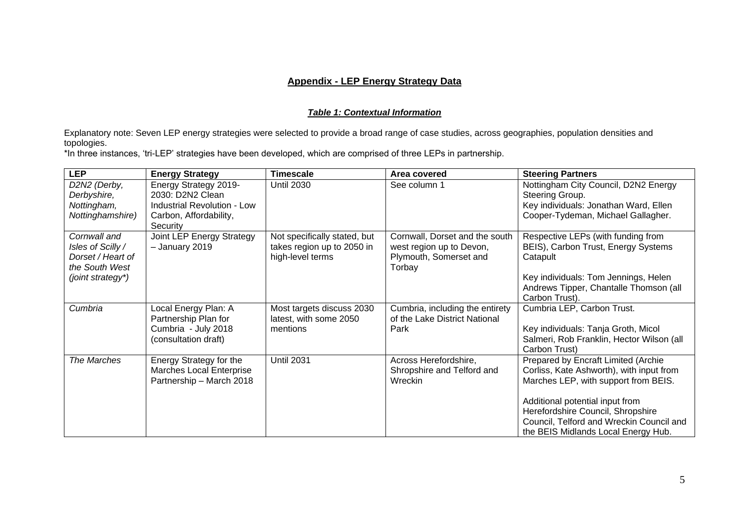## **Appendix - LEP Energy Strategy Data**

### ***Table 1: Contextual Information***

Explanatory note: Seven LEP energy strategies were selected to provide a broad range of case studies, across geographies, population densities and topologies.
*In three instances, 'tri-LEP' strategies have been developed, which are comprised of three LEPs in partnership.

| LEP | Energy Strategy | Timescale | Area covered | Steering Partners |
|---|---|---|---|---|
| *D2N2 (Derby, Derbyshire, Nottingham, Nottinghamshire)* | Energy Strategy 2019-2030: D2N2 Clean Industrial Revolution - Low Carbon, Affordability, Security | Until 2030 | See column 1 | Nottingham City Council, D2N2 Energy Steering Group.<br>Key individuals: Jonathan Ward, Ellen Cooper-Tydeman, Michael Gallagher. |
| *Cornwall and Isles of Scilly / Dorset / Heart of the South West (joint strategy*)* | Joint LEP Energy Strategy – January 2019 | Not specifically stated, but takes region up to 2050 in high-level terms | Cornwall, Dorset and the south west region up to Devon, Plymouth, Somerset and Torbay | Respective LEPs (with funding from BEIS), Carbon Trust, Energy Systems Catapult<br><br>Key individuals: Tom Jennings, Helen Andrews Tipper, Chantalle Thomson (all Carbon Trust). |
| *Cumbria* | Local Energy Plan: A Partnership Plan for Cumbria - July 2018 (consultation draft) | Most targets discuss 2030 latest, with some 2050 mentions | Cumbria, including the entirety of the Lake District National Park | Cumbria LEP, Carbon Trust.<br><br>Key individuals: Tanja Groth, Micol Salmeri, Rob Franklin, Hector Wilson (all Carbon Trust) |
| *The Marches* | Energy Strategy for the Marches Local Enterprise Partnership – March 2018 | Until 2031 | Across Herefordshire, Shropshire and Telford and Wreckin | Prepared by Encraft Limited (Archie Corliss, Kate Ashworth), with input from Marches LEP, with support from BEIS.<br><br>Additional potential input from Herefordshire Council, Shropshire Council, Telford and Wreckin Council and the BEIS Midlands Local Energy Hub. |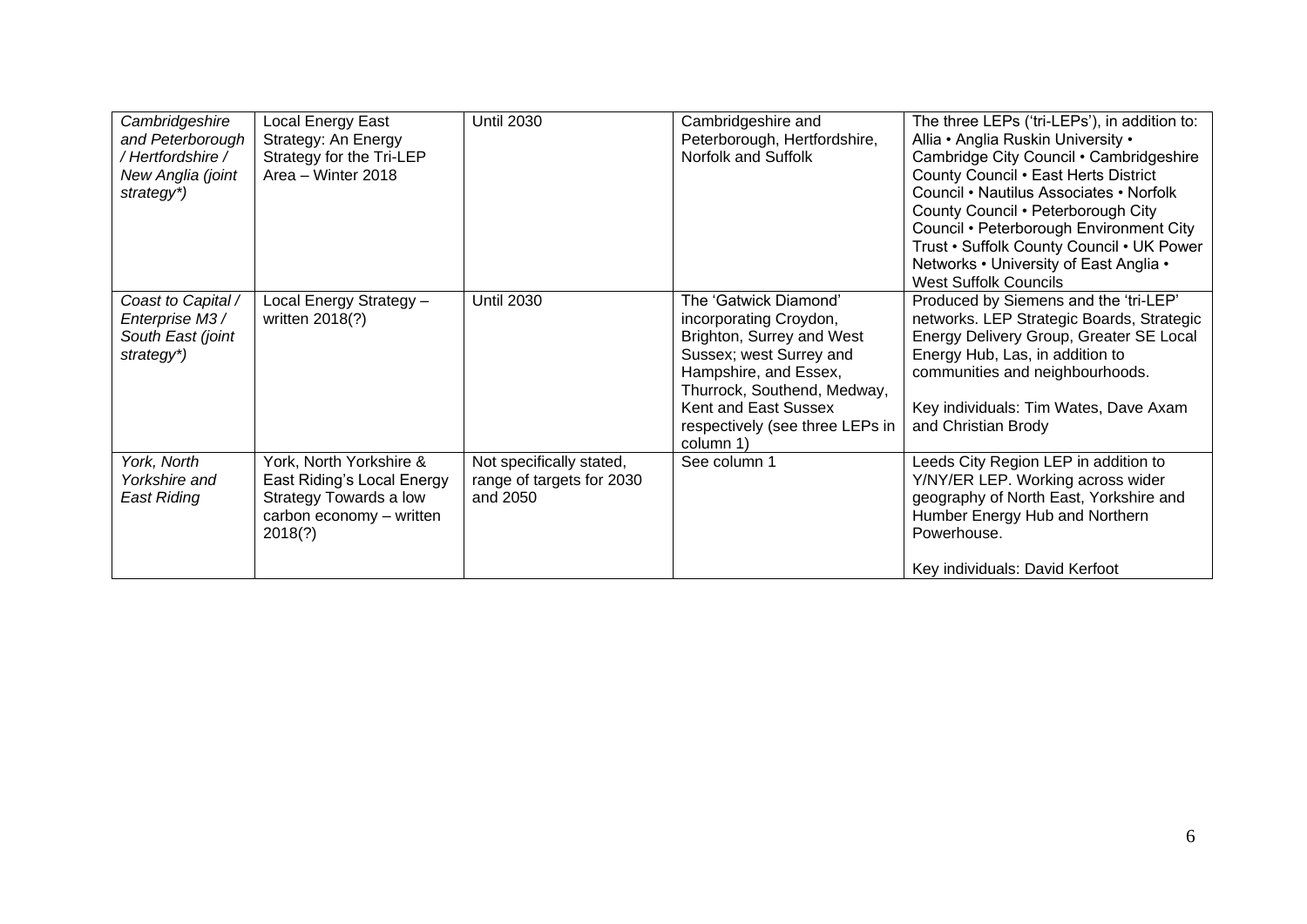| | | | | |
|---|---|---|---|---|
| *Cambridgeshire and Peterborough / Hertfordshire / New Anglia (joint strategy*)* | Local Energy East Strategy: An Energy Strategy for the Tri-LEP Area – Winter 2018 | Until 2030 | Cambridgeshire and Peterborough, Hertfordshire, Norfolk and Suffolk | The three LEPs ('tri-LEPs'), in addition to: Allia • Anglia Ruskin University • Cambridge City Council • Cambridgeshire County Council • East Herts District Council • Nautilus Associates • Norfolk County Council • Peterborough City Council • Peterborough Environment City Trust • Suffolk County Council • UK Power Networks • University of East Anglia • West Suffolk Councils |
| *Coast to Capital / Enterprise M3 / South East (joint strategy*)* | Local Energy Strategy – written 2018(?) | Until 2030 | The 'Gatwick Diamond' incorporating Croydon, Brighton, Surrey and West Sussex; west Surrey and Hampshire, and Essex, Thurrock, Southend, Medway, Kent and East Sussex respectively (see three LEPs in column 1) | Produced by Siemens and the 'tri-LEP' networks. LEP Strategic Boards, Strategic Energy Delivery Group, Greater SE Local Energy Hub, Las, in addition to communities and neighbourhoods.<br><br>Key individuals: Tim Wates, Dave Axam and Christian Brody |
| *York, North Yorkshire and East Riding* | York, North Yorkshire & East Riding's Local Energy Strategy Towards a low carbon economy – written 2018(?) | Not specifically stated, range of targets for 2030 and 2050 | See column 1 | Leeds City Region LEP in addition to Y/NY/ER LEP. Working across wider geography of North East, Yorkshire and Humber Energy Hub and Northern Powerhouse.<br><br>Key individuals: David Kerfoot |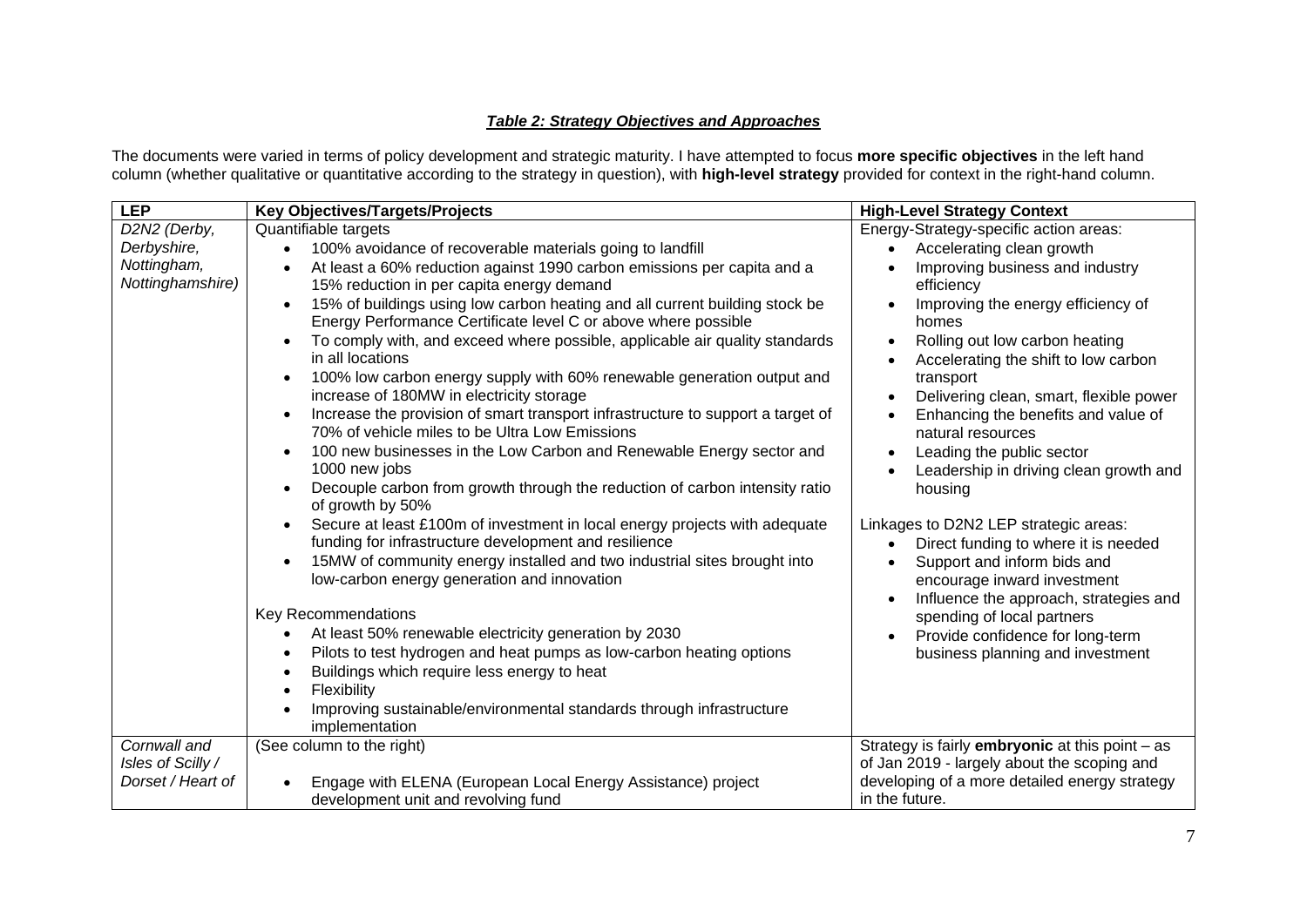***Table 2: Strategy Objectives and Approaches***

The documents were varied in terms of policy development and strategic maturity. I have attempted to focus **more specific objectives** in the left hand column (whether qualitative or quantitative according to the strategy in question), with **high-level strategy** provided for context in the right-hand column.

| LEP | Key Objectives/Targets/Projects | High-Level Strategy Context |
|---|---|---|
| *D2N2 (Derby, Derbyshire, Nottingham, Nottinghamshire)* | Quantifiable targets<br>• 100% avoidance of recoverable materials going to landfill<br>• At least a 60% reduction against 1990 carbon emissions per capita and a 15% reduction in per capita energy demand<br>• 15% of buildings using low carbon heating and all current building stock be Energy Performance Certificate level C or above where possible<br>• To comply with, and exceed where possible, applicable air quality standards in all locations<br>• 100% low carbon energy supply with 60% renewable generation output and increase of 180MW in electricity storage<br>• Increase the provision of smart transport infrastructure to support a target of 70% of vehicle miles to be Ultra Low Emissions<br>• 100 new businesses in the Low Carbon and Renewable Energy sector and 1000 new jobs<br>• Decouple carbon from growth through the reduction of carbon intensity ratio of growth by 50%<br>• Secure at least £100m of investment in local energy projects with adequate funding for infrastructure development and resilience<br>• 15MW of community energy installed and two industrial sites brought into low-carbon energy generation and innovation<br><br>Key Recommendations<br>• At least 50% renewable electricity generation by 2030<br>• Pilots to test hydrogen and heat pumps as low-carbon heating options<br>• Buildings which require less energy to heat<br>• Flexibility<br>• Improving sustainable/environmental standards through infrastructure implementation | Energy-Strategy-specific action areas:<br>• Accelerating clean growth<br>• Improving business and industry efficiency<br>• Improving the energy efficiency of homes<br>• Rolling out low carbon heating<br>• Accelerating the shift to low carbon transport<br>• Delivering clean, smart, flexible power<br>• Enhancing the benefits and value of natural resources<br>• Leading the public sector<br>• Leadership in driving clean growth and housing<br><br>Linkages to D2N2 LEP strategic areas:<br>• Direct funding to where it is needed<br>• Support and inform bids and encourage inward investment<br>• Influence the approach, strategies and spending of local partners<br>• Provide confidence for long-term business planning and investment |
| *Cornwall and Isles of Scilly / Dorset / Heart of* | (See column to the right)<br><br>• Engage with ELENA (European Local Energy Assistance) project development unit and revolving fund | Strategy is fairly **embryonic** at this point – as of Jan 2019 - largely about the scoping and developing of a more detailed energy strategy in the future. |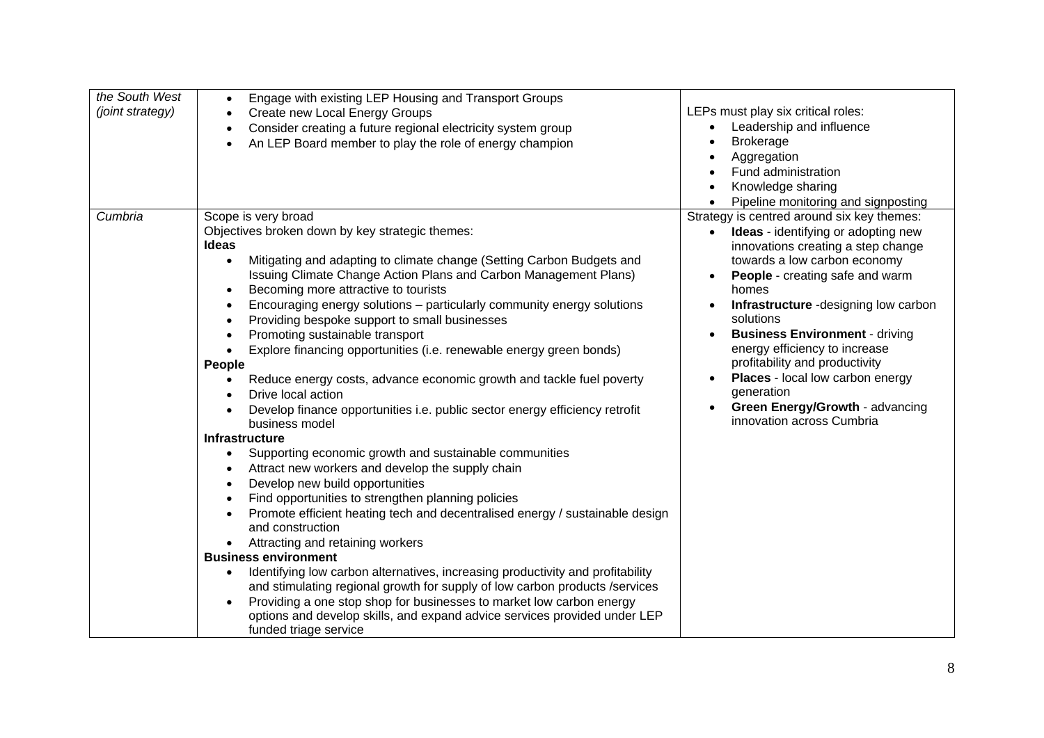| | | |
|---|---|---|
| *the South West (joint strategy)* | • Engage with existing LEP Housing and Transport Groups<br>• Create new Local Energy Groups<br>• Consider creating a future regional electricity system group<br>• An LEP Board member to play the role of energy champion | LEPs must play six critical roles:<br>• Leadership and influence<br>• Brokerage<br>• Aggregation<br>• Fund administration<br>• Knowledge sharing<br>• Pipeline monitoring and signposting |
| *Cumbria* | Scope is very broad<br>Objectives broken down by key strategic themes:<br>**Ideas**<br>• Mitigating and adapting to climate change (Setting Carbon Budgets and Issuing Climate Change Action Plans and Carbon Management Plans)<br>• Becoming more attractive to tourists<br>• Encouraging energy solutions – particularly community energy solutions<br>• Providing bespoke support to small businesses<br>• Promoting sustainable transport<br>• Explore financing opportunities (i.e. renewable energy green bonds)<br>**People**<br>• Reduce energy costs, advance economic growth and tackle fuel poverty<br>• Drive local action<br>• Develop finance opportunities i.e. public sector energy efficiency retrofit business model<br>**Infrastructure**<br>• Supporting economic growth and sustainable communities<br>• Attract new workers and develop the supply chain<br>• Develop new build opportunities<br>• Find opportunities to strengthen planning policies<br>• Promote efficient heating tech and decentralised energy / sustainable design and construction<br>• Attracting and retaining workers<br>**Business environment**<br>• Identifying low carbon alternatives, increasing productivity and profitability and stimulating regional growth for supply of low carbon products /services<br>• Providing a one stop shop for businesses to market low carbon energy options and develop skills, and expand advice services provided under LEP funded triage service | Strategy is centred around six key themes:<br>• **Ideas** - identifying or adopting new innovations creating a step change towards a low carbon economy<br>• **People** - creating safe and warm homes<br>• **Infrastructure** -designing low carbon solutions<br>• **Business Environment** - driving energy efficiency to increase profitability and productivity<br>• **Places** - local low carbon energy generation<br>• **Green Energy/Growth** - advancing innovation across Cumbria |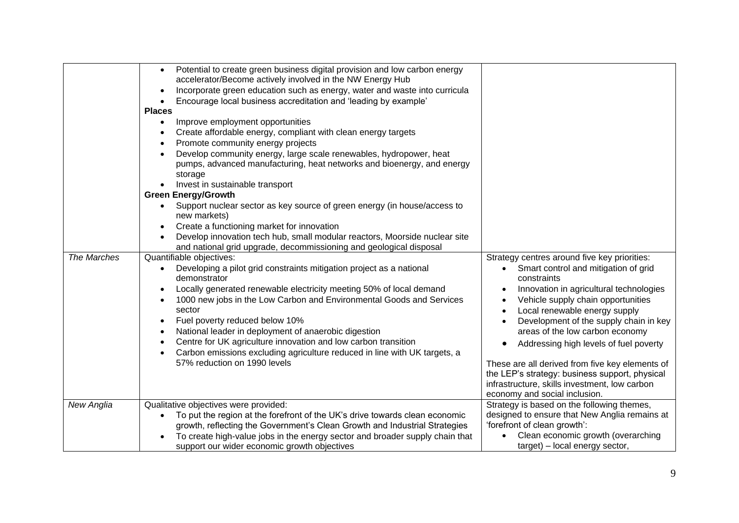| | | |
|---|---|---|
| | • Potential to create green business digital provision and low carbon energy accelerator/Become actively involved in the NW Energy Hub<br>• Incorporate green education such as energy, water and waste into curricula<br>• Encourage local business accreditation and 'leading by example'<br>**Places**<br>• Improve employment opportunities<br>• Create affordable energy, compliant with clean energy targets<br>• Promote community energy projects<br>• Develop community energy, large scale renewables, hydropower, heat pumps, advanced manufacturing, heat networks and bioenergy, and energy storage<br>• Invest in sustainable transport<br>**Green Energy/Growth**<br>• Support nuclear sector as key source of green energy (in house/access to new markets)<br>• Create a functioning market for innovation<br>• Develop innovation tech hub, small modular reactors, Moorside nuclear site and national grid upgrade, decommissioning and geological disposal | |
| *The Marches* | Quantifiable objectives:<br>• Developing a pilot grid constraints mitigation project as a national demonstrator<br>• Locally generated renewable electricity meeting 50% of local demand<br>• 1000 new jobs in the Low Carbon and Environmental Goods and Services sector<br>• Fuel poverty reduced below 10%<br>• National leader in deployment of anaerobic digestion<br>• Centre for UK agriculture innovation and low carbon transition<br>• Carbon emissions excluding agriculture reduced in line with UK targets, a 57% reduction on 1990 levels | Strategy centres around five key priorities:<br>• Smart control and mitigation of grid constraints<br>• Innovation in agricultural technologies<br>• Vehicle supply chain opportunities<br>• Local renewable energy supply<br>• Development of the supply chain in key areas of the low carbon economy<br>• Addressing high levels of fuel poverty<br><br>These are all derived from five key elements of the LEP's strategy: business support, physical infrastructure, skills investment, low carbon economy and social inclusion. |
| *New Anglia* | Qualitative objectives were provided:<br>• To put the region at the forefront of the UK's drive towards clean economic growth, reflecting the Government's Clean Growth and Industrial Strategies<br>• To create high-value jobs in the energy sector and broader supply chain that support our wider economic growth objectives | Strategy is based on the following themes, designed to ensure that New Anglia remains at 'forefront of clean growth':<br>• Clean economic growth (overarching target) – local energy sector, |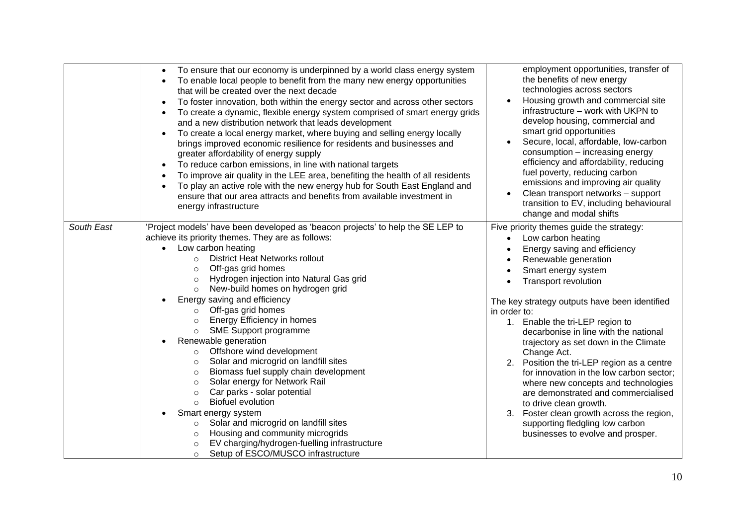| | | |
|---|---|---|
| | • To ensure that our economy is underpinned by a world class energy system<br>• To enable local people to benefit from the many new energy opportunities that will be created over the next decade<br>• To foster innovation, both within the energy sector and across other sectors<br>• To create a dynamic, flexible energy system comprised of smart energy grids and a new distribution network that leads development<br>• To create a local energy market, where buying and selling energy locally brings improved economic resilience for residents and businesses and greater affordability of energy supply<br>• To reduce carbon emissions, in line with national targets<br>• To improve air quality in the LEE area, benefiting the health of all residents<br>• To play an active role with the new energy hub for South East England and ensure that our area attracts and benefits from available investment in energy infrastructure | employment opportunities, transfer of the benefits of new energy technologies across sectors<br>• Housing growth and commercial site infrastructure – work with UKPN to develop housing, commercial and smart grid opportunities<br>• Secure, local, affordable, low-carbon consumption – increasing energy efficiency and affordability, reducing fuel poverty, reducing carbon emissions and improving air quality<br>• Clean transport networks – support transition to EV, including behavioural change and modal shifts |
| *South East* | 'Project models' have been developed as 'beacon projects' to help the SE LEP to achieve its priority themes. They are as follows:<br>• Low carbon heating<br>  ○ District Heat Networks rollout<br>  ○ Off-gas grid homes<br>  ○ Hydrogen injection into Natural Gas grid<br>  ○ New-build homes on hydrogen grid<br>• Energy saving and efficiency<br>  ○ Off-gas grid homes<br>  ○ Energy Efficiency in homes<br>  ○ SME Support programme<br>• Renewable generation<br>  ○ Offshore wind development<br>  ○ Solar and microgrid on landfill sites<br>  ○ Biomass fuel supply chain development<br>  ○ Solar energy for Network Rail<br>  ○ Car parks - solar potential<br>  ○ Biofuel evolution<br>• Smart energy system<br>  ○ Solar and microgrid on landfill sites<br>  ○ Housing and community microgrids<br>  ○ EV charging/hydrogen-fuelling infrastructure<br>  ○ Setup of ESCO/MUSCO infrastructure | Five priority themes guide the strategy:<br>• Low carbon heating<br>• Energy saving and efficiency<br>• Renewable generation<br>• Smart energy system<br>• Transport revolution<br><br>The key strategy outputs have been identified in order to:<br>1. Enable the tri-LEP region to decarbonise in line with the national trajectory as set down in the Climate Change Act.<br>2. Position the tri-LEP region as a centre for innovation in the low carbon sector; where new concepts and technologies are demonstrated and commercialised to drive clean growth.<br>3. Foster clean growth across the region, supporting fledgling low carbon businesses to evolve and prosper. |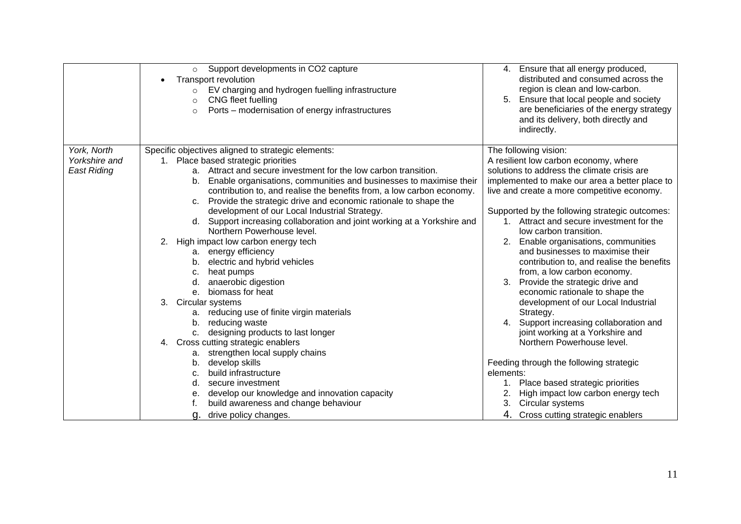| | | |
|---|---|---|
| | ◦ Support developments in CO2 capture<br>• Transport revolution<br>◦ EV charging and hydrogen fuelling infrastructure<br>◦ CNG fleet fuelling<br>◦ Ports – modernisation of energy infrastructures | 4. Ensure that all energy produced, distributed and consumed across the region is clean and low-carbon.<br>5. Ensure that local people and society are beneficiaries of the energy strategy and its delivery, both directly and indirectly. |
| *York, North Yorkshire and East Riding* | Specific objectives aligned to strategic elements:<br>1. Place based strategic priorities<br>a. Attract and secure investment for the low carbon transition.<br>b. Enable organisations, communities and businesses to maximise their contribution to, and realise the benefits from, a low carbon economy.<br>c. Provide the strategic drive and economic rationale to shape the development of our Local Industrial Strategy.<br>d. Support increasing collaboration and joint working at a Yorkshire and Northern Powerhouse level.<br>2. High impact low carbon energy tech<br>a. energy efficiency<br>b. electric and hybrid vehicles<br>c. heat pumps<br>d. anaerobic digestion<br>e. biomass for heat<br>3. Circular systems<br>a. reducing use of finite virgin materials<br>b. reducing waste<br>c. designing products to last longer<br>4. Cross cutting strategic enablers<br>a. strengthen local supply chains<br>b. develop skills<br>c. build infrastructure<br>d. secure investment<br>e. develop our knowledge and innovation capacity<br>f. build awareness and change behaviour<br>g. drive policy changes. | The following vision:<br>A resilient low carbon economy, where solutions to address the climate crisis are implemented to make our area a better place to live and create a more competitive economy.<br><br>Supported by the following strategic outcomes:<br>1. Attract and secure investment for the low carbon transition.<br>2. Enable organisations, communities and businesses to maximise their contribution to, and realise the benefits from, a low carbon economy.<br>3. Provide the strategic drive and economic rationale to shape the development of our Local Industrial Strategy.<br>4. Support increasing collaboration and joint working at a Yorkshire and Northern Powerhouse level.<br><br>Feeding through the following strategic elements:<br>1. Place based strategic priorities<br>2. High impact low carbon energy tech<br>3. Circular systems<br>4. Cross cutting strategic enablers |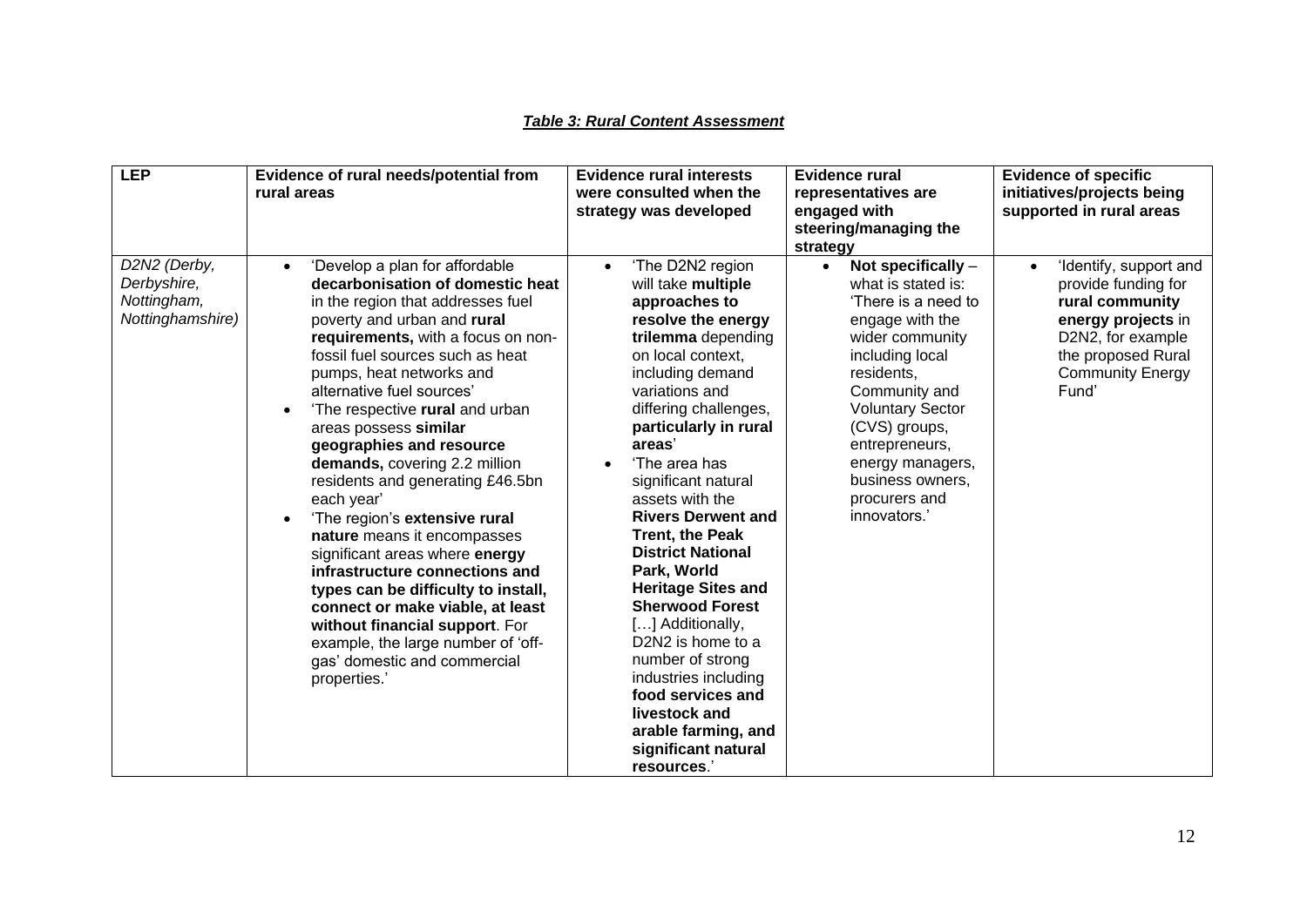***Table 3: Rural Content Assessment***

| LEP | Evidence of rural needs/potential from rural areas | Evidence rural interests were consulted when the strategy was developed | Evidence rural representatives are engaged with steering/managing the strategy | Evidence of specific initiatives/projects being supported in rural areas |
|---|---|---|---|---|
| *D2N2 (Derby, Derbyshire, Nottingham, Nottinghamshire)* | • 'Develop a plan for affordable **decarbonisation of domestic heat** in the region that addresses fuel poverty and urban and **rural requirements,** with a focus on non-fossil fuel sources such as heat pumps, heat networks and alternative fuel sources'<br>• 'The respective **rural** and urban areas possess **similar geographies and resource demands,** covering 2.2 million residents and generating £46.5bn each year'<br>• 'The region's **extensive rural nature** means it encompasses significant areas where **energy infrastructure connections and types can be difficulty to install, connect or make viable, at least without financial support**. For example, the large number of 'off-gas' domestic and commercial properties.' | • 'The D2N2 region will take **multiple approaches to resolve the energy trilemma** depending on local context, including demand variations and differing challenges, **particularly in rural areas**'<br>• 'The area has significant natural assets with the **Rivers Derwent and Trent, the Peak District National Park, World Heritage Sites and Sherwood Forest** […] Additionally, D2N2 is home to a number of strong industries including **food services and livestock and arable farming, and significant natural resources**.' | • **Not specifically** – what is stated is: 'There is a need to engage with the wider community including local residents, Community and Voluntary Sector (CVS) groups, entrepreneurs, energy managers, business owners, procurers and innovators.' | • 'Identify, support and provide funding for **rural community energy projects** in D2N2, for example the proposed Rural Community Energy Fund' |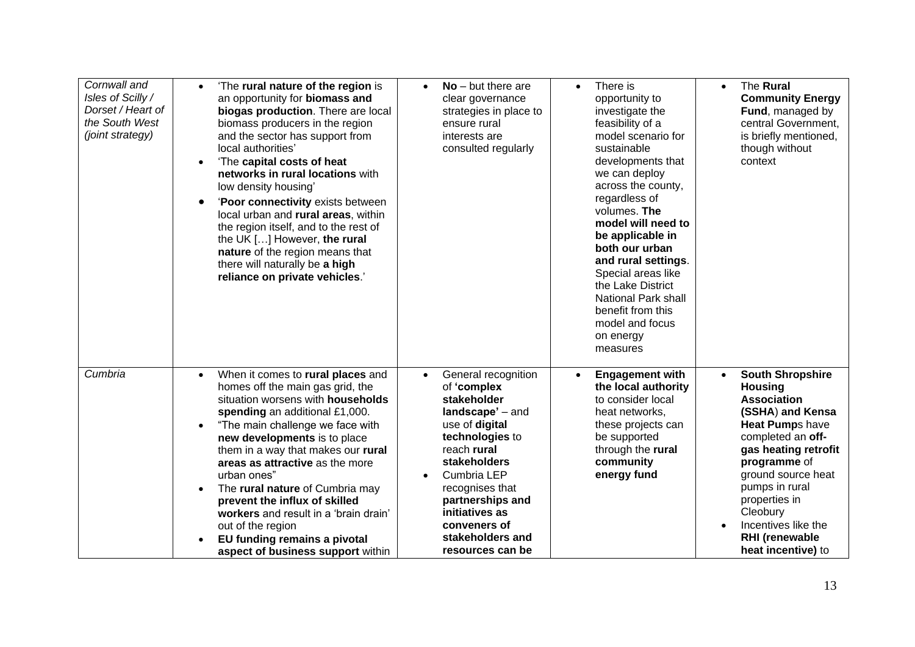| | | | | |
|---|---|---|---|---|
| *Cornwall and Isles of Scilly / Dorset / Heart of the South West (joint strategy)* | • 'The **rural nature of the region** is an opportunity for **biomass and biogas production**. There are local biomass producers in the region and the sector has support from local authorities'<br>• 'The **capital costs of heat networks in rural locations** with low density housing'<br>• '**Poor connectivity** exists between local urban and **rural areas**, within the region itself, and to the rest of the UK […] However, **the rural nature** of the region means that there will naturally be **a high reliance on private vehicles**.' | • **No** – but there are clear governance strategies in place to ensure rural interests are consulted regularly | • There is opportunity to investigate the feasibility of a model scenario for sustainable developments that we can deploy across the county, regardless of volumes. **The model will need to be applicable in both our urban and rural settings**. Special areas like the Lake District National Park shall benefit from this model and focus on energy measures | • The **Rural Community Energy Fund**, managed by central Government, is briefly mentioned, though without context |
| *Cumbria* | • When it comes to **rural places** and homes off the main gas grid, the situation worsens with **households spending** an additional £1,000.<br>• "The main challenge we face with **new developments** is to place them in a way that makes our **rural areas as attractive** as the more urban ones"<br>• The **rural nature** of Cumbria may **prevent the influx of skilled workers** and result in a 'brain drain' out of the region<br>• **EU funding remains a pivotal aspect of business support** within | • General recognition of **'complex stakeholder landscape'** – and use of **digital technologies** to reach **rural stakeholders**<br>• Cumbria LEP recognises that **partnerships and initiatives as conveners of stakeholders and resources can be** | • **Engagement with the local authority** to consider local heat networks, these projects can be supported through the **rural community energy fund** | • **South Shropshire Housing Association (SSHA**) **and Kensa Heat Pump**s have completed an **off-gas heating retrofit programme** of ground source heat pumps in rural properties in Cleobury<br>• Incentives like the **RHI (renewable heat incentive)** to |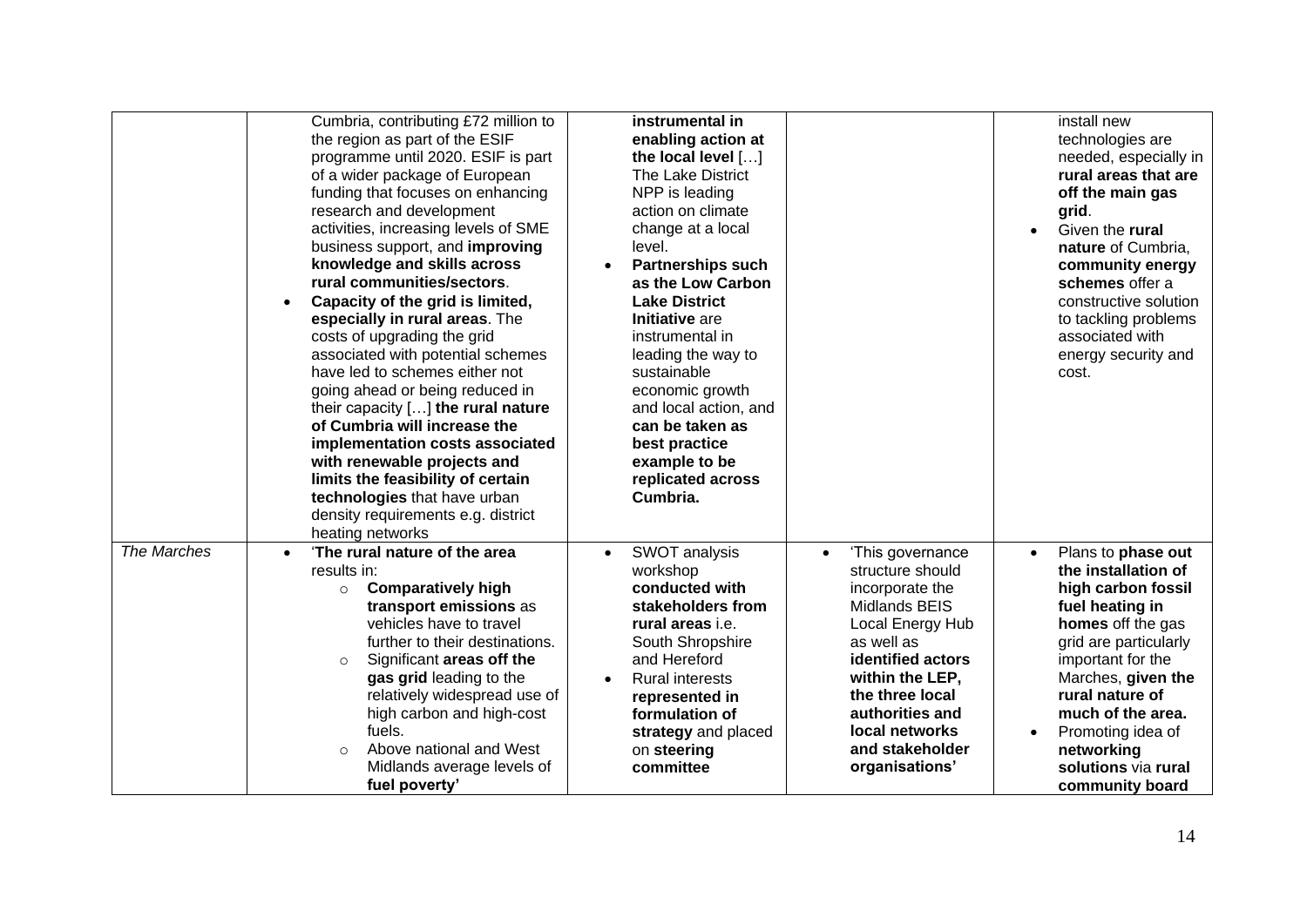| | | | | |
|---|---|---|---|---|
| | Cumbria, contributing £72 million to the region as part of the ESIF programme until 2020. ESIF is part of a wider package of European funding that focuses on enhancing research and development activities, increasing levels of SME business support, and **improving knowledge and skills across rural communities/sectors**.<br>• **Capacity of the grid is limited, especially in rural areas**. The costs of upgrading the grid associated with potential schemes have led to schemes either not going ahead or being reduced in their capacity […] **the rural nature of Cumbria will increase the implementation costs associated with renewable projects and limits the feasibility of certain technologies** that have urban density requirements e.g. district heating networks | **instrumental in enabling action at the local level** […] The Lake District NPP is leading action on climate change at a local level.<br>• **Partnerships such as the Low Carbon Lake District Initiative** are instrumental in leading the way to sustainable economic growth and local action, and **can be taken as best practice example to be replicated across Cumbria.** | | install new technologies are needed, especially in **rural areas that are off the main gas grid**.<br>• Given the **rural nature** of Cumbria, **community energy schemes** offer a constructive solution to tackling problems associated with energy security and cost. |
| *The Marches* | • '**The rural nature of the area** results in:<br>  ○ **Comparatively high transport emissions** as vehicles have to travel further to their destinations.<br>  ○ Significant **areas off the gas grid** leading to the relatively widespread use of high carbon and high-cost fuels.<br>  ○ Above national and West Midlands average levels of **fuel poverty'** | • SWOT analysis workshop **conducted with stakeholders from rural areas** i.e. South Shropshire and Hereford<br>• Rural interests **represented in formulation of strategy** and placed on **steering committee** | • 'This governance structure should incorporate the Midlands BEIS Local Energy Hub as well as **identified actors within the LEP, the three local authorities and local networks and stakeholder organisations'** | • Plans to **phase out the installation of high carbon fossil fuel heating in homes** off the gas grid are particularly important for the Marches, **given the rural nature of much of the area.**<br>• Promoting idea of **networking solutions** via **rural community board** |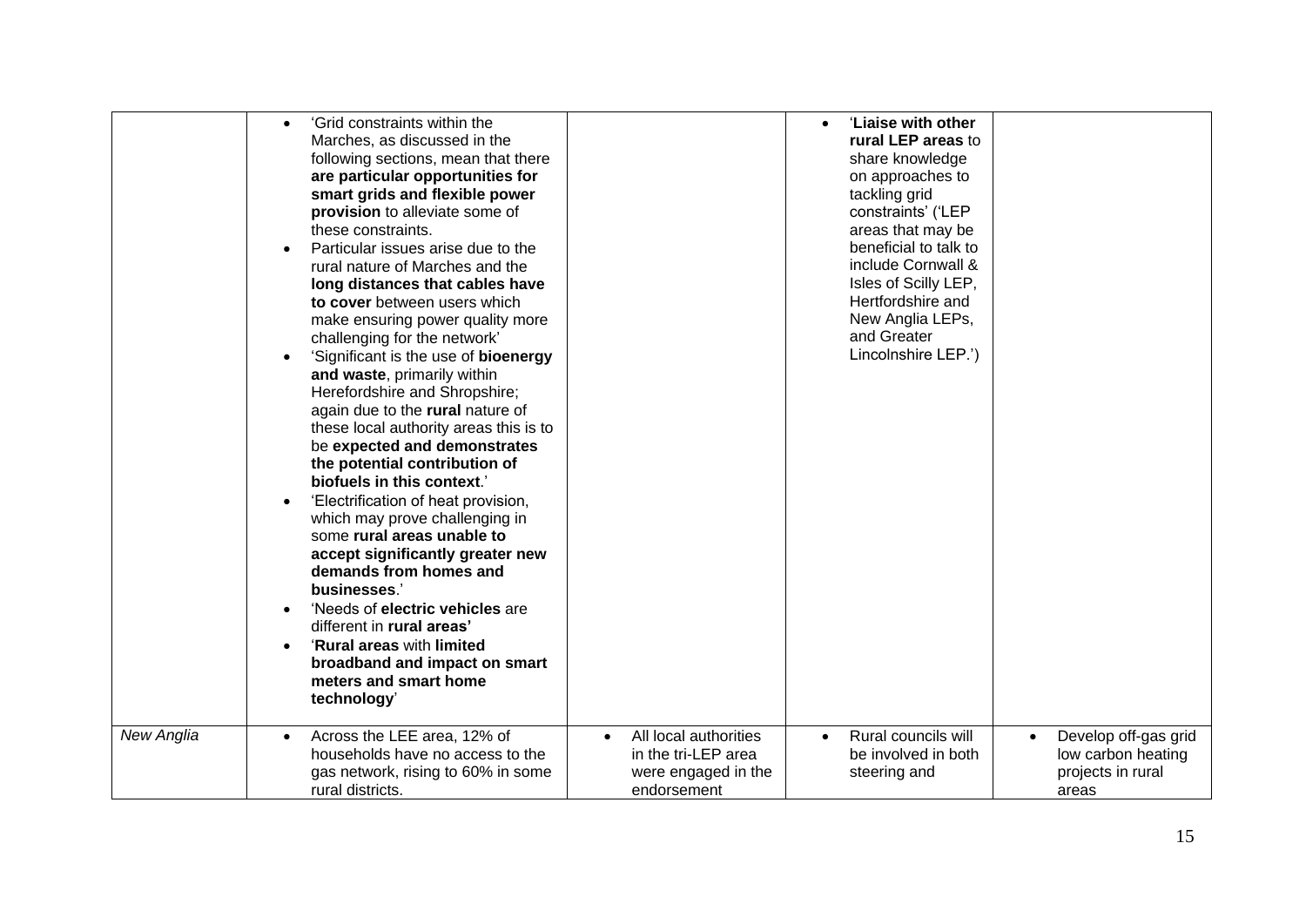| | | | | |
|---|---|---|---|---|
| | • 'Grid constraints within the Marches, as discussed in the following sections, mean that there **are particular opportunities for smart grids and flexible power provision** to alleviate some of these constraints.<br>• Particular issues arise due to the rural nature of Marches and the **long distances that cables have to cover** between users which make ensuring power quality more challenging for the network'<br>• 'Significant is the use of **bioenergy and waste**, primarily within Herefordshire and Shropshire; again due to the **rural** nature of these local authority areas this is to be **expected and demonstrates the potential contribution of biofuels in this context**.'<br>• 'Electrification of heat provision, which may prove challenging in some **rural areas unable to accept significantly greater new demands from homes and businesses**.'<br>• 'Needs of **electric vehicles** are different in **rural areas'**<br>• '**Rural areas** with **limited broadband and impact on smart meters and smart home technology**' | | • '**Liaise with other rural LEP areas** to share knowledge on approaches to tackling grid constraints' ('LEP areas that may be beneficial to talk to include Cornwall & Isles of Scilly LEP, Hertfordshire and New Anglia LEPs, and Greater Lincolnshire LEP.') | |
| *New Anglia* | • Across the LEE area, 12% of households have no access to the gas network, rising to 60% in some rural districts. | • All local authorities in the tri-LEP area were engaged in the endorsement | • Rural councils will be involved in both steering and | • Develop off-gas grid low carbon heating projects in rural areas |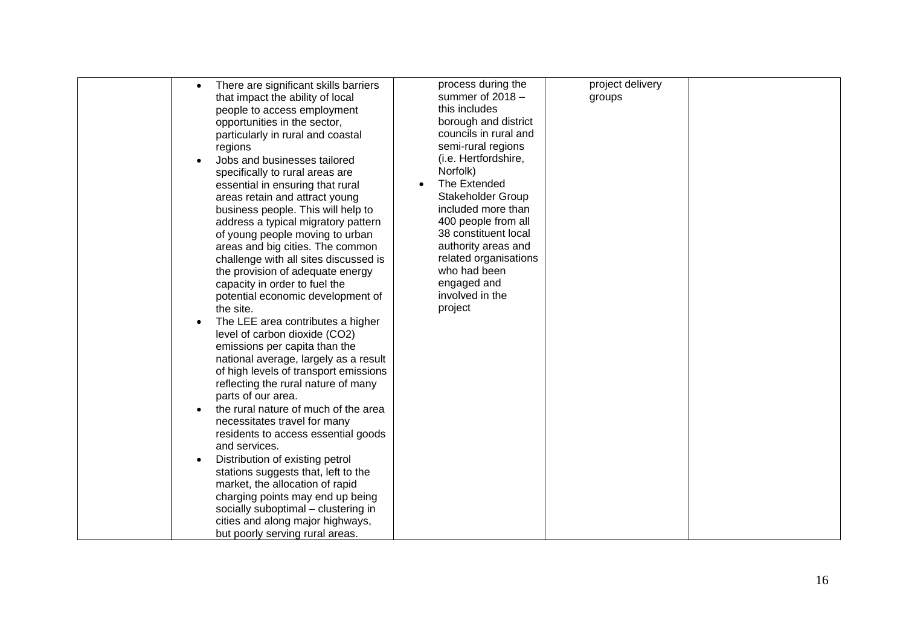| | | | | |
|---|---|---|---|---|
| | • There are significant skills barriers that impact the ability of local people to access employment opportunities in the sector, particularly in rural and coastal regions<br>• Jobs and businesses tailored specifically to rural areas are essential in ensuring that rural areas retain and attract young business people. This will help to address a typical migratory pattern of young people moving to urban areas and big cities. The common challenge with all sites discussed is the provision of adequate energy capacity in order to fuel the potential economic development of the site.<br>• The LEE area contributes a higher level of carbon dioxide ($CO_2$) emissions per capita than the national average, largely as a result of high levels of transport emissions reflecting the rural nature of many parts of our area.<br>• the rural nature of much of the area necessitates travel for many residents to access essential goods and services.<br>• Distribution of existing petrol stations suggests that, left to the market, the allocation of rapid charging points may end up being socially suboptimal – clustering in cities and along major highways, but poorly serving rural areas. | process during the summer of 2018 – this includes borough and district councils in rural and semi-rural regions (i.e. Hertfordshire, Norfolk)<br>• The Extended Stakeholder Group included more than 400 people from all 38 constituent local authority areas and related organisations who had been engaged and involved in the project | project delivery groups | |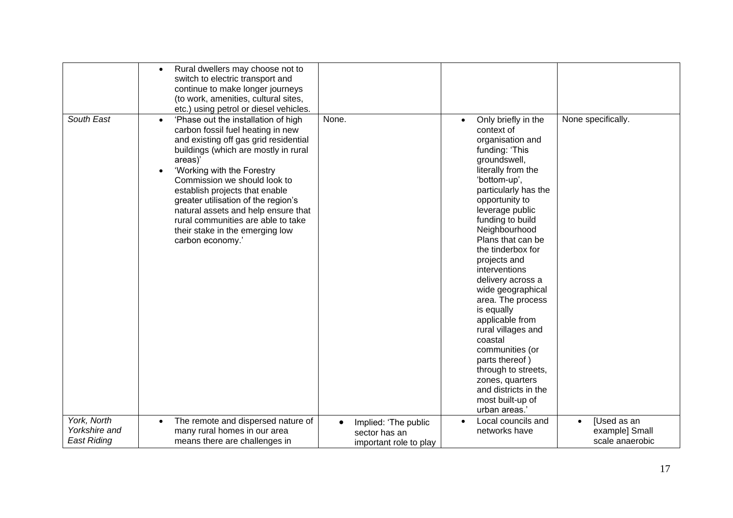| | | | | |
|---|---|---|---|---|
| | • Rural dwellers may choose not to switch to electric transport and continue to make longer journeys (to work, amenities, cultural sites, etc.) using petrol or diesel vehicles. | | | |
| *South East* | • 'Phase out the installation of high carbon fossil fuel heating in new and existing off gas grid residential buildings (which are mostly in rural areas)'<br>• 'Working with the Forestry Commission we should look to establish projects that enable greater utilisation of the region's natural assets and help ensure that rural communities are able to take their stake in the emerging low carbon economy.' | None. | • Only briefly in the context of organisation and funding: 'This groundswell, literally from the 'bottom-up', particularly has the opportunity to leverage public funding to build Neighbourhood Plans that can be the tinderbox for projects and interventions delivery across a wide geographical area. The process is equally applicable from rural villages and coastal communities (or parts thereof ) through to streets, zones, quarters and districts in the most built-up of urban areas.' | None specifically. |
| *York, North Yorkshire and East Riding* | • The remote and dispersed nature of many rural homes in our area means there are challenges in | • Implied: 'The public sector has an important role to play | • Local councils and networks have | • [Used as an example] Small scale anaerobic |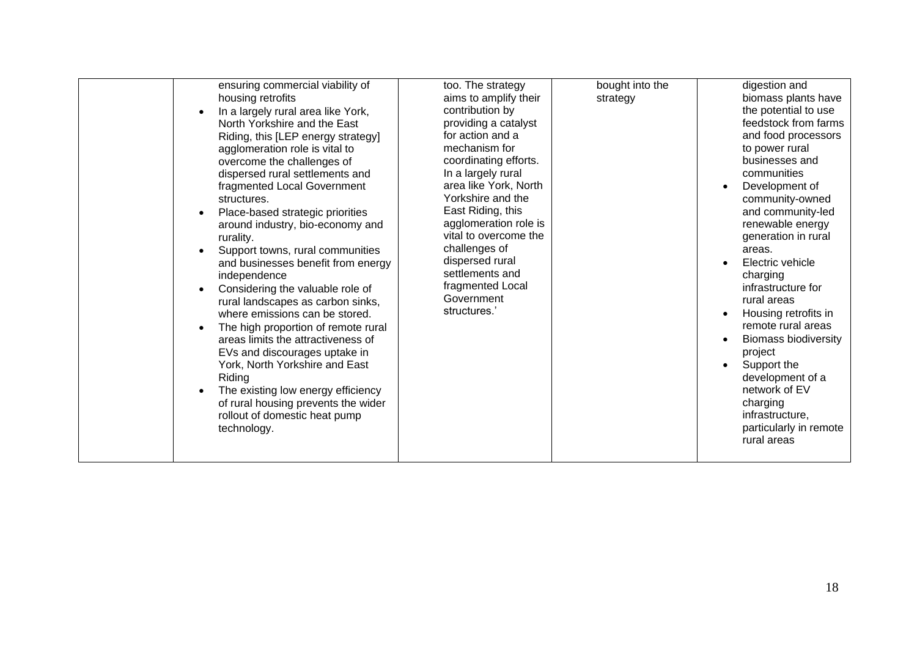| | | | | |
|---|---|---|---|---|
| | ensuring commercial viability of housing retrofits<br>• In a largely rural area like York, North Yorkshire and the East Riding, this [LEP energy strategy] agglomeration role is vital to overcome the challenges of dispersed rural settlements and fragmented Local Government structures.<br>• Place-based strategic priorities around industry, bio-economy and rurality.<br>• Support towns, rural communities and businesses benefit from energy independence<br>• Considering the valuable role of rural landscapes as carbon sinks, where emissions can be stored.<br>• The high proportion of remote rural areas limits the attractiveness of EVs and discourages uptake in York, North Yorkshire and East Riding<br>• The existing low energy efficiency of rural housing prevents the wider rollout of domestic heat pump technology. | too. The strategy aims to amplify their contribution by providing a catalyst for action and a mechanism for coordinating efforts. In a largely rural area like York, North Yorkshire and the East Riding, this agglomeration role is vital to overcome the challenges of dispersed rural settlements and fragmented Local Government structures.' | bought into the strategy | digestion and biomass plants have the potential to use feedstock from farms and food processors to power rural businesses and communities<br>• Development of community-owned and community-led renewable energy generation in rural areas.<br>• Electric vehicle charging infrastructure for rural areas<br>• Housing retrofits in remote rural areas<br>• Biomass biodiversity project<br>• Support the development of a network of EV charging infrastructure, particularly in remote rural areas |